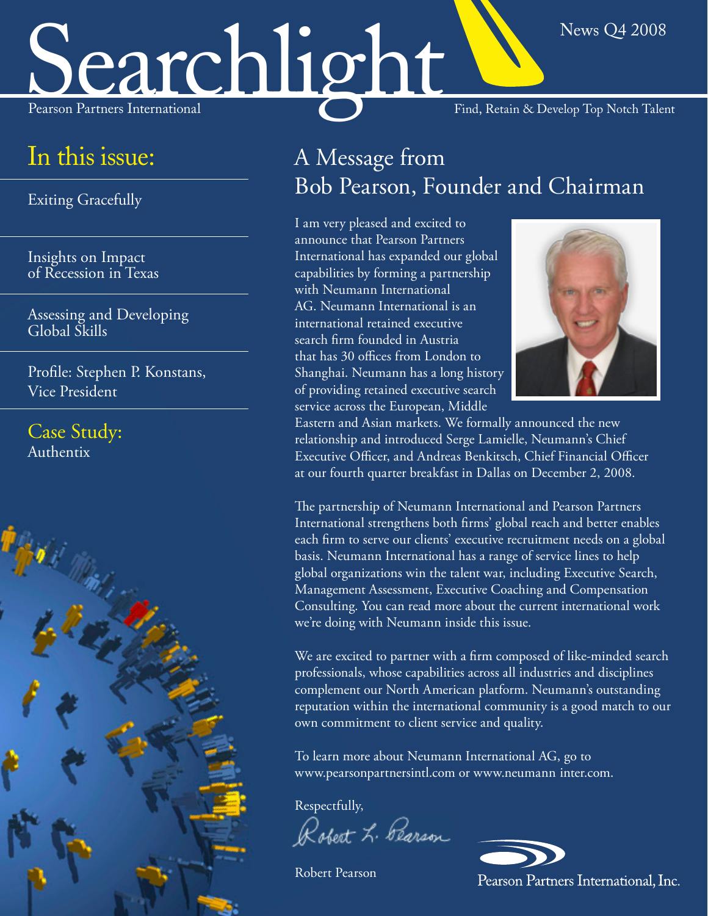# Searchlight

Pearson Partners International

News Q4 2008

Find, Retain & Develop Top Notch Talent

## In this issue:

- Exiting Gracefully
- Insights on Impact of Recession in Texas
- Assessing and Developing Global Skills
- Profile: Stephen P. Konstans, Vice President
- Case Study: Authentix

## A Message from Bob Pearson, Founder and Chairman

I am very pleased and excited to announce that Pearson Partners International has expanded our global capabilities by forming a partnership with Neumann International AG. Neumann International is an international retained executive search firm founded in Austria that has 30 offices from London to Shanghai. Neumann has a long history of providing retained executive search service across the European, Middle Eastern and Asian markets. We formally announced the new relationship and introduced Serge Lamielle, Neumann's Chief Executive Officer, and Andreas Benkitsch, Chief Financial Officer at our fourth quarter breakfast in Dallas on December 2, 2008.

The partnership of Neumann International and Pearson Partners International strengthens both firms' global reach and better enables each firm to serve our clients' executive recruitment needs on a global basis. Neumann International has a range of service lines to help global organizations win the talent war, including Executive Search, Management Assessment, Executive Coaching and Compensation Consulting. You can read more about the current international work we're doing with Neumann inside this issue.

We are excited to partner with a firm composed of like-minded search professionals, whose capabilities across all industries and disciplines complement our North American platform. Neumann's outstanding reputation within the international community is a good match to our own commitment to client service and quality.

To learn more about Neumann International AG, go to www.pearsonpartnersintl.com or www.neumann inter.com.

Respectfully,

Robert L. Pearson

Robert Pearson

Pearson Partners International, Inc.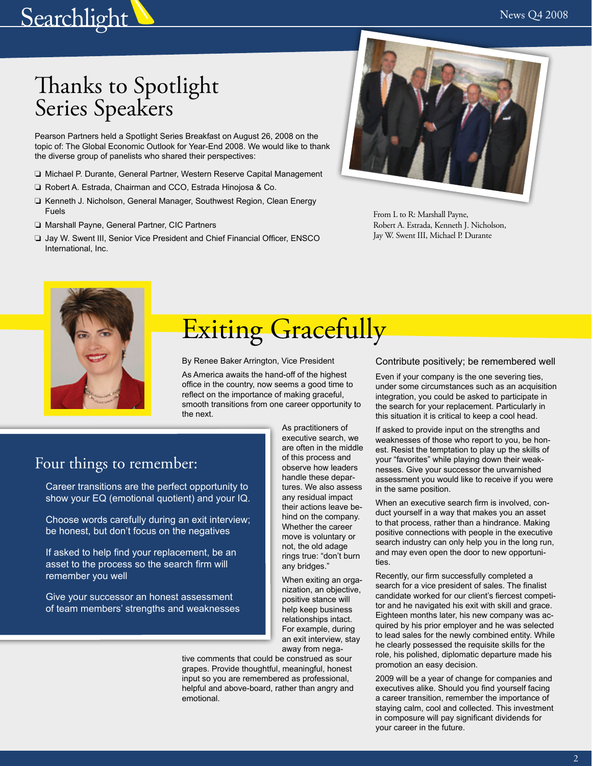# Thanks to Spotlight Series Speakers

Pearson Partners held a Spotlight Series Breakfast on August 26, 2008 on the topic of: The Global Economic Outlook for Year-End 2008. We would like to thank the diverse group of panelists who shared their perspectives:

- Michael P. Durante, General Partner, Western Reserve Capital Management
- Robert A. Estrada, Chairman and CCO, Estrada Hinojosa & Co.
- Kenneth J. Nicholson, General Manager, Southwest Region, Clean Energy Fuels
- Marshall Payne, General Partner, CIC Partners
- Jay W. Swent III, Senior Vice President and Chief Financial Officer, ENSCO International, Inc.

From L to R: Marshall Payne, Robert A. Estrada, Kenneth J. Nicholson, Jay W. Swent III, Michael P. Durante

# Exiting Gracefully

By Renee Baker Arrington, Vice President

As America awaits the hand-off of the highest office in the country, now seems a good time to reflect on the importance of making graceful, smooth transitions from one career opportunity to the next.

## Four things to remember:

Career transitions are the perfect opportunity to show your EQ (emotional quotient) and your IQ.

Choose words carefully during an exit interview; be honest, but don't focus on the negatives

If asked to help find your replacement, be an asset to the process so the search firm will remember you well

Give your successor an honest assessment of team members' strengths and weaknesses

As practitioners of executive search, we are often in the middle of this process and observe how leaders handle these departures. We also assess any residual impact their actions leave behind on the company. Whether the career move is voluntary or not, the old adage rings true: "don't burn any bridges."

When exiting an organization, an objective, positive stance will help keep business relationships intact. For example, during an exit interview, stay away from negative comments that could be construed as sour grapes. Provide thoughtful, meaningful, honest input so you are remembered as professional, helpful and above-board, rather than angry and emotional.

### Contribute positively; be remembered well

Even if your company is the one severing ties, under some circumstances such as an acquisition integration, you could be asked to participate in the search for your replacement. Particularly in this situation it is critical to keep a cool head.

If asked to provide input on the strengths and weaknesses of those who report to you, be honest. Resist the temptation to play up the skills of your "favorites" while playing down their weaknesses. Give your successor the unvarnished assessment you would like to receive if you were in the same position.

When an executive search firm is involved, conduct yourself in a way that makes you an asset to that process, rather than a hindrance. Making positive connections with people in the executive search industry can only help you in the long run, and may even open the door to new opportunities.

Recently, our firm successfully completed a search for a vice president of sales. The finalist candidate worked for our client's fiercest competitor and he navigated his exit with skill and grace. Eighteen months later, his new company was acquired by his prior employer and he was selected to lead sales for the newly combined entity. While he clearly possessed the requisite skills for the role, his polished, diplomatic departure made his promotion an easy decision.

2009 will be a year of change for companies and executives alike. Should you find yourself facing a career transition, remember the importance of staying calm, cool and collected. This investment in composure will pay significant dividends for your career in the future.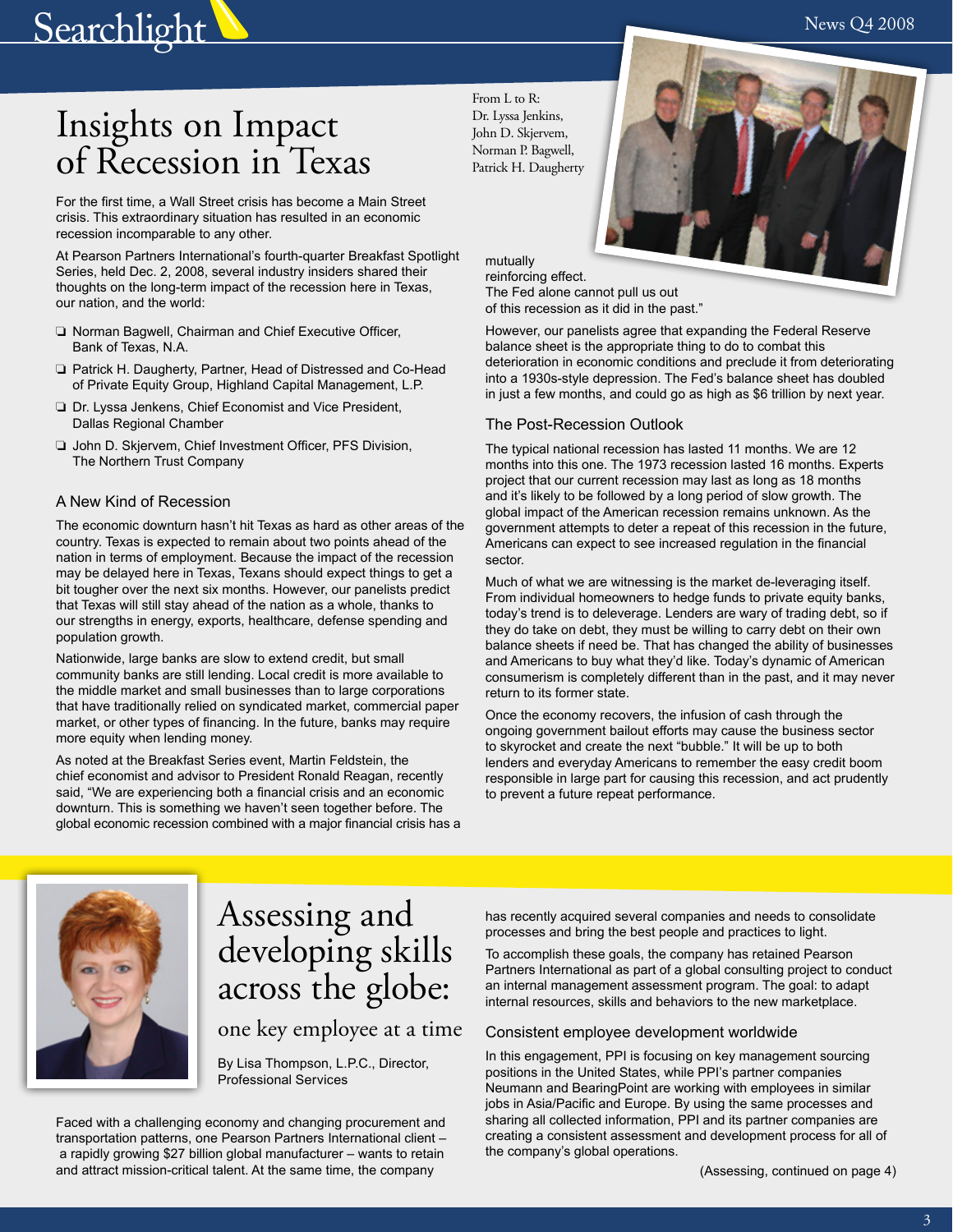# Insights on Impact of Recession in Texas

From L to R:
Dr. Lyssa Jenkins, John D. Skjervem, Norman P. Bagwell, Patrick H. Daugherty

For the first time, a Wall Street crisis has become a Main Street crisis. This extraordinary situation has resulted in an economic recession incomparable to any other.

At Pearson Partners International's fourth-quarter Breakfast Spotlight Series, held Dec. 2, 2008, several industry insiders shared their thoughts on the long-term impact of the recession here in Texas, our nation, and the world:

- Norman Bagwell, Chairman and Chief Executive Officer, Bank of Texas, N.A.
- Patrick H. Daugherty, Partner, Head of Distressed and Co-Head of Private Equity Group, Highland Capital Management, L.P.
- Dr. Lyssa Jenkens, Chief Economist and Vice President, Dallas Regional Chamber
- John D. Skjervem, Chief Investment Officer, PFS Division, The Northern Trust Company

## A New Kind of Recession

The economic downturn hasn't hit Texas as hard as other areas of the country. Texas is expected to remain about two points ahead of the nation in terms of employment. Because the impact of the recession may be delayed here in Texas, Texans should expect things to get a bit tougher over the next six months. However, our panelists predict that Texas will still stay ahead of the nation as a whole, thanks to our strengths in energy, exports, healthcare, defense spending and population growth.

Nationwide, large banks are slow to extend credit, but small community banks are still lending. Local credit is more available to the middle market and small businesses than to large corporations that have traditionally relied on syndicated market, commercial paper market, or other types of financing. In the future, banks may require more equity when lending money.

As noted at the Breakfast Series event, Martin Feldstein, the chief economist and advisor to President Ronald Reagan, recently said, "We are experiencing both a financial crisis and an economic downturn. This is something we haven't seen together before. The global economic recession combined with a major financial crisis has a mutually reinforcing effect. The Fed alone cannot pull us out of this recession as it did in the past."

However, our panelists agree that expanding the Federal Reserve balance sheet is the appropriate thing to do to combat this deterioration in economic conditions and preclude it from deteriorating into a 1930s-style depression. The Fed's balance sheet has doubled in just a few months, and could go as high as $6 trillion by next year.

## The Post-Recession Outlook

The typical national recession has lasted 11 months. We are 12 months into this one. The 1973 recession lasted 16 months. Experts project that our current recession may last as long as 18 months and it's likely to be followed by a long period of slow growth. The global impact of the American recession remains unknown. As the government attempts to deter a repeat of this recession in the future, Americans can expect to see increased regulation in the financial sector.

Much of what we are witnessing is the market de-leveraging itself. From individual homeowners to hedge funds to private equity banks, today's trend is to deleverage. Lenders are wary of trading debt, so if they do take on debt, they must be willing to carry debt on their own balance sheets if need be. That has changed the ability of businesses and Americans to buy what they'd like. Today's dynamic of American consumerism is completely different than in the past, and it may never return to its former state.

Once the economy recovers, the infusion of cash through the ongoing government bailout efforts may cause the business sector to skyrocket and create the next "bubble." It will be up to both lenders and everyday Americans to remember the easy credit boom responsible in large part for causing this recession, and act prudently to prevent a future repeat performance.

# Assessing and developing skills across the globe:

## one key employee at a time

By Lisa Thompson, L.P.C., Director, Professional Services

Faced with a challenging economy and changing procurement and transportation patterns, one Pearson Partners International client – a rapidly growing $27 billion global manufacturer – wants to retain and attract mission-critical talent. At the same time, the company has recently acquired several companies and needs to consolidate processes and bring the best people and practices to light.

To accomplish these goals, the company has retained Pearson Partners International as part of a global consulting project to conduct an internal management assessment program. The goal: to adapt internal resources, skills and behaviors to the new marketplace.

### Consistent employee development worldwide

In this engagement, PPI is focusing on key management sourcing positions in the United States, while PPI's partner companies Neumann and BearingPoint are working with employees in similar jobs in Asia/Pacific and Europe. By using the same processes and sharing all collected information, PPI and its partner companies are creating a consistent assessment and development process for all of the company's global operations.

(Assessing, continued on page 4)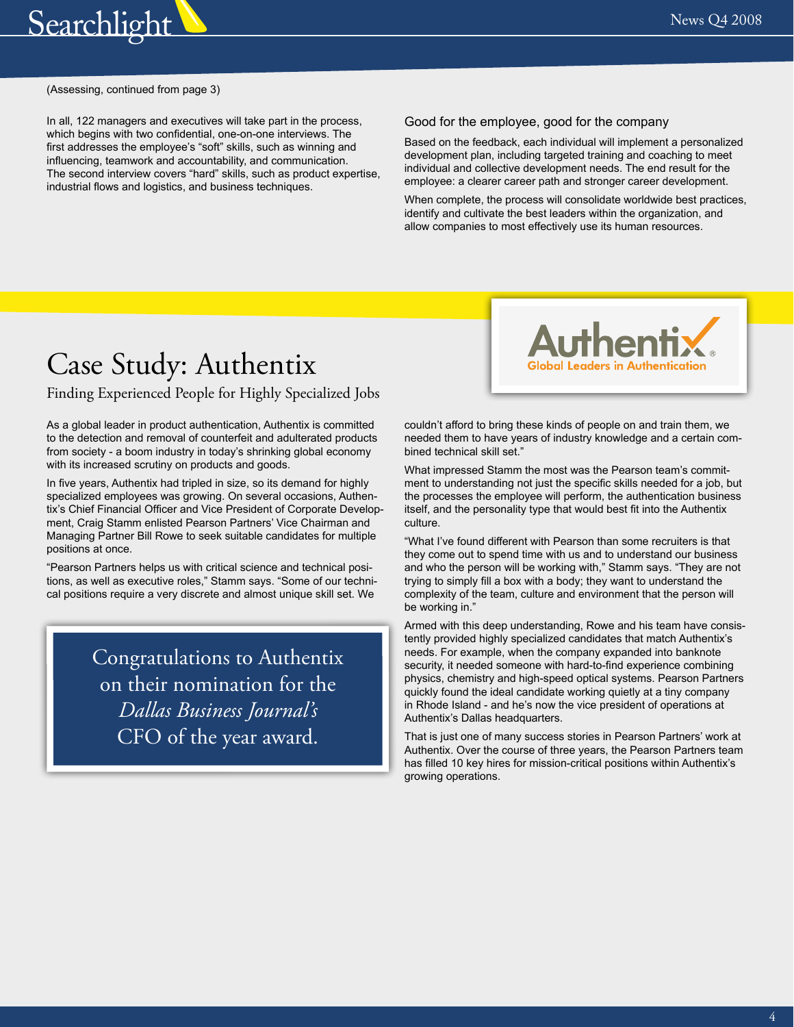(Assessing, continued from page 3)

In all, 122 managers and executives will take part in the process, which begins with two confidential, one-on-one interviews. The first addresses the employee's "soft" skills, such as winning and influencing, teamwork and accountability, and communication. The second interview covers "hard" skills, such as product expertise, industrial flows and logistics, and business techniques.

### Good for the employee, good for the company

Based on the feedback, each individual will implement a personalized development plan, including targeted training and coaching to meet individual and collective development needs. The end result for the employee: a clearer career path and stronger career development.

When complete, the process will consolidate worldwide best practices, identify and cultivate the best leaders within the organization, and allow companies to most effectively use its human resources.

Authentix
Global Leaders in Authentication

# Case Study: Authentix

## Finding Experienced People for Highly Specialized Jobs

As a global leader in product authentication, Authentix is committed to the detection and removal of counterfeit and adulterated products from society - a boom industry in today's shrinking global economy with its increased scrutiny on products and goods.

In five years, Authentix had tripled in size, so its demand for highly specialized employees was growing. On several occasions, Authentix's Chief Financial Officer and Vice President of Corporate Development, Craig Stamm enlisted Pearson Partners' Vice Chairman and Managing Partner Bill Rowe to seek suitable candidates for multiple positions at once.

"Pearson Partners helps us with critical science and technical positions, as well as executive roles," Stamm says. "Some of our technical positions require a very discrete and almost unique skill set. We couldn't afford to bring these kinds of people on and train them, we needed them to have years of industry knowledge and a certain combined technical skill set."

What impressed Stamm the most was the Pearson team's commitment to understanding not just the specific skills needed for a job, but the processes the employee will perform, the authentication business itself, and the personality type that would best fit into the Authentix culture.

"What I've found different with Pearson than some recruiters is that they come out to spend time with us and to understand our business and who the person will be working with," Stamm says. "They are not trying to simply fill a box with a body; they want to understand the complexity of the team, culture and environment that the person will be working in."

Armed with this deep understanding, Rowe and his team have consistently provided highly specialized candidates that match Authentix's needs. For example, when the company expanded into banknote security, it needed someone with hard-to-find experience combining physics, chemistry and high-speed optical systems. Pearson Partners quickly found the ideal candidate working quietly at a tiny company in Rhode Island - and he's now the vice president of operations at Authentix's Dallas headquarters.

That is just one of many success stories in Pearson Partners' work at Authentix. Over the course of three years, the Pearson Partners team has filled 10 key hires for mission-critical positions within Authentix's growing operations.

> Congratulations to Authentix on their nomination for the *Dallas Business Journal's* CFO of the year award.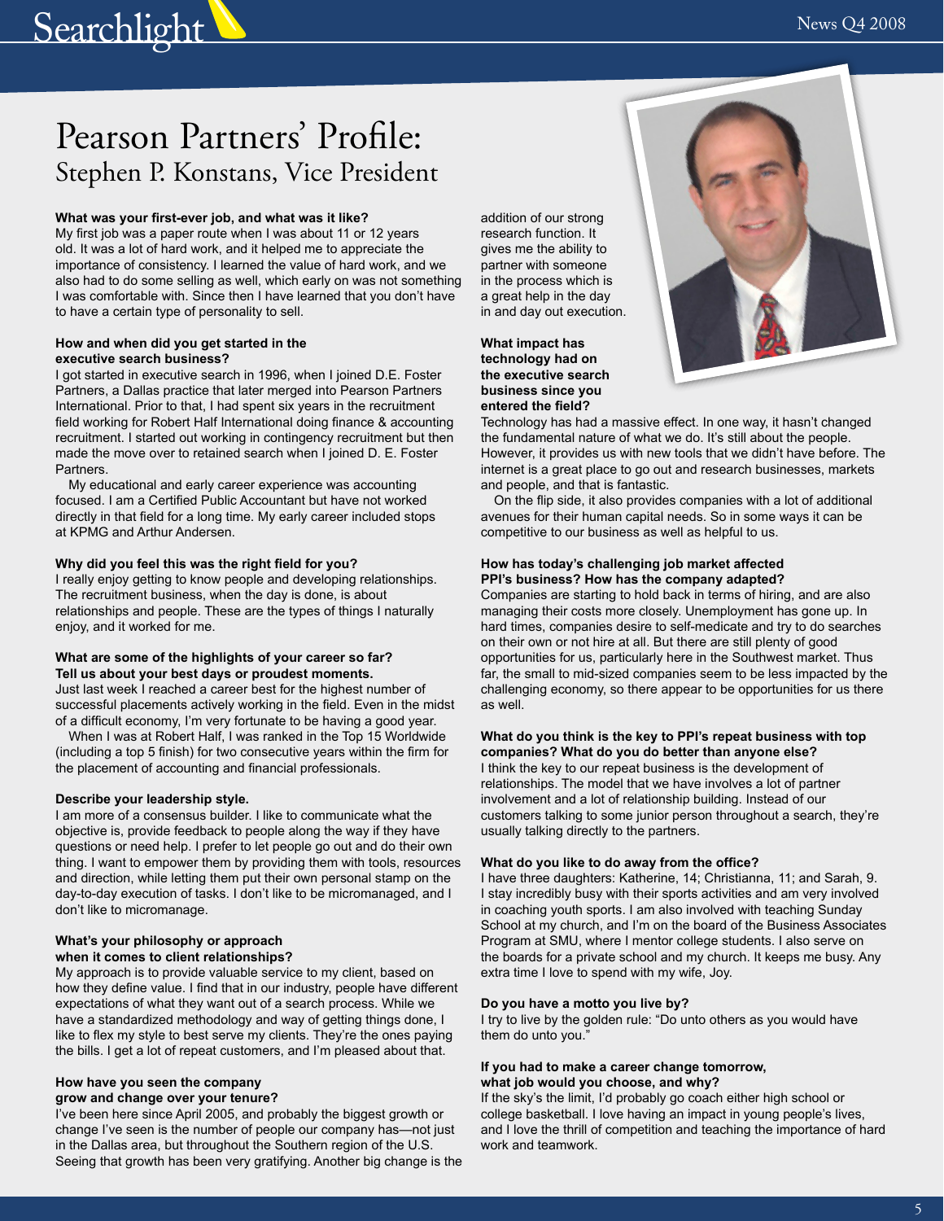# Pearson Partners' Profile:

## Stephen P. Konstans, Vice President

**What was your first-ever job, and what was it like?**

My first job was a paper route when I was about 11 or 12 years old. It was a lot of hard work, and it helped me to appreciate the importance of consistency. I learned the value of hard work, and we also had to do some selling as well, which early on was not something I was comfortable with. Since then I have learned that you don't have to have a certain type of personality to sell.

**How and when did you get started in the executive search business?**

I got started in executive search in 1996, when I joined D.E. Foster Partners, a Dallas practice that later merged into Pearson Partners International. Prior to that, I had spent six years in the recruitment field working for Robert Half International doing finance & accounting recruitment. I started out working in contingency recruitment but then made the move over to retained search when I joined D. E. Foster Partners.

My educational and early career experience was accounting focused. I am a Certified Public Accountant but have not worked directly in that field for a long time. My early career included stops at KPMG and Arthur Andersen.

**Why did you feel this was the right field for you?**

I really enjoy getting to know people and developing relationships. The recruitment business, when the day is done, is about relationships and people. These are the types of things I naturally enjoy, and it worked for me.

**What are some of the highlights of your career so far? Tell us about your best days or proudest moments.**

Just last week I reached a career best for the highest number of successful placements actively working in the field. Even in the midst of a difficult economy, I'm very fortunate to be having a good year.

When I was at Robert Half, I was ranked in the Top 15 Worldwide (including a top 5 finish) for two consecutive years within the firm for the placement of accounting and financial professionals.

**Describe your leadership style.**

I am more of a consensus builder. I like to communicate what the objective is, provide feedback to people along the way if they have questions or need help. I prefer to let people go out and do their own thing. I want to empower them by providing them with tools, resources and direction, while letting them put their own personal stamp on the day-to-day execution of tasks. I don't like to be micromanaged, and I don't like to micromanage.

**What's your philosophy or approach when it comes to client relationships?**

My approach is to provide valuable service to my client, based on how they define value. I find that in our industry, people have different expectations of what they want out of a search process. While we have a standardized methodology and way of getting things done, I like to flex my style to best serve my clients. They're the ones paying the bills. I get a lot of repeat customers, and I'm pleased about that.

**How have you seen the company grow and change over your tenure?**

I've been here since April 2005, and probably the biggest growth or change I've seen is the number of people our company has—not just in the Dallas area, but throughout the Southern region of the U.S. Seeing that growth has been very gratifying. Another big change is the addition of our strong research function. It gives me the ability to partner with someone in the process which is a great help in the day in and day out execution.

**What impact has technology had on the executive search business since you entered the field?**

Technology has had a massive effect. In one way, it hasn't changed the fundamental nature of what we do. It's still about the people. However, it provides us with new tools that we didn't have before. The internet is a great place to go out and research businesses, markets and people, and that is fantastic.

On the flip side, it also provides companies with a lot of additional avenues for their human capital needs. So in some ways it can be competitive to our business as well as helpful to us.

**How has today's challenging job market affected PPI's business? How has the company adapted?**

Companies are starting to hold back in terms of hiring, and are also managing their costs more closely. Unemployment has gone up. In hard times, companies desire to self-medicate and try to do searches on their own or not hire at all. But there are still plenty of good opportunities for us, particularly here in the Southwest market. Thus far, the small to mid-sized companies seem to be less impacted by the challenging economy, so there appear to be opportunities for us there as well.

**What do you think is the key to PPI's repeat business with top companies? What do you do better than anyone else?**

I think the key to our repeat business is the development of relationships. The model that we have involves a lot of partner involvement and a lot of relationship building. Instead of our customers talking to some junior person throughout a search, they're usually talking directly to the partners.

**What do you like to do away from the office?**

I have three daughters: Katherine, 14; Christianna, 11; and Sarah, 9. I stay incredibly busy with their sports activities and am very involved in coaching youth sports. I am also involved with teaching Sunday School at my church, and I'm on the board of the Business Associates Program at SMU, where I mentor college students. I also serve on the boards for a private school and my church. It keeps me busy. Any extra time I love to spend with my wife, Joy.

**Do you have a motto you live by?**

I try to live by the golden rule: "Do unto others as you would have them do unto you."

**If you had to make a career change tomorrow, what job would you choose, and why?**

If the sky's the limit, I'd probably go coach either high school or college basketball. I love having an impact in young people's lives, and I love the thrill of competition and teaching the importance of hard work and teamwork.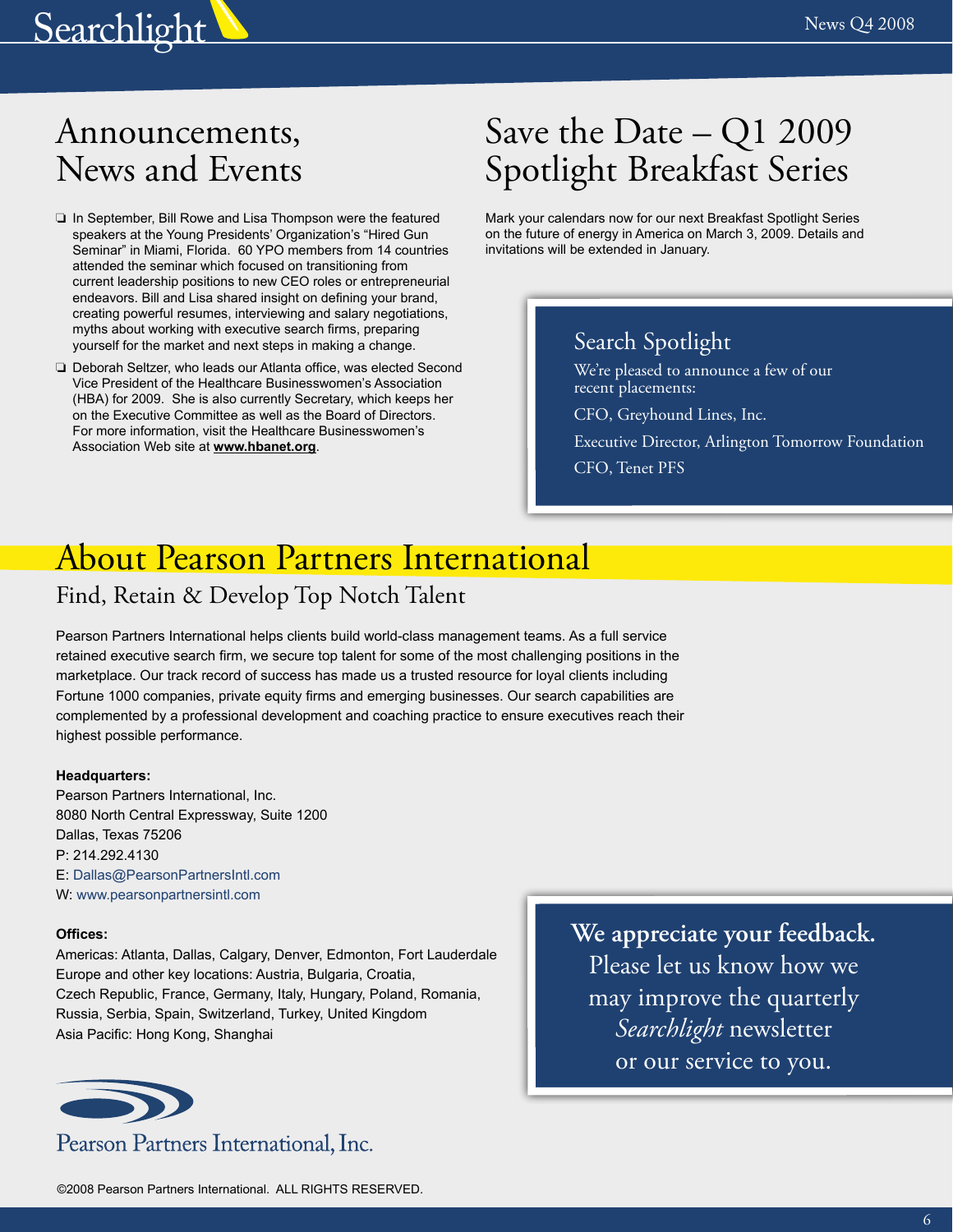# Announcements, News and Events

- In September, Bill Rowe and Lisa Thompson were the featured speakers at the Young Presidents' Organization's "Hired Gun Seminar" in Miami, Florida. 60 YPO members from 14 countries attended the seminar which focused on transitioning from current leadership positions to new CEO roles or entrepreneurial endeavors. Bill and Lisa shared insight on defining your brand, creating powerful resumes, interviewing and salary negotiations, myths about working with executive search firms, preparing yourself for the market and next steps in making a change.
- Deborah Seltzer, who leads our Atlanta office, was elected Second Vice President of the Healthcare Businesswomen's Association (HBA) for 2009. She is also currently Secretary, which keeps her on the Executive Committee as well as the Board of Directors. For more information, visit the Healthcare Businesswomen's Association Web site at **www.hbanet.org**.

# Save the Date – Q1 2009 Spotlight Breakfast Series

Mark your calendars now for our next Breakfast Spotlight Series on the future of energy in America on March 3, 2009. Details and invitations will be extended in January.

## Search Spotlight

We're pleased to announce a few of our recent placements:

CFO, Greyhound Lines, Inc.

Executive Director, Arlington Tomorrow Foundation

CFO, Tenet PFS

# About Pearson Partners International

## Find, Retain & Develop Top Notch Talent

Pearson Partners International helps clients build world-class management teams. As a full service retained executive search firm, we secure top talent for some of the most challenging positions in the marketplace. Our track record of success has made us a trusted resource for loyal clients including Fortune 1000 companies, private equity firms and emerging businesses. Our search capabilities are complemented by a professional development and coaching practice to ensure executives reach their highest possible performance.

**Headquarters:**

Pearson Partners International, Inc.
8080 North Central Expressway, Suite 1200
Dallas, Texas 75206
P: 214.292.4130
E: Dallas@PearsonPartnersIntl.com
W: www.pearsonpartnersintl.com

**Offices:**

Americas: Atlanta, Dallas, Calgary, Denver, Edmonton, Fort Lauderdale
Europe and other key locations: Austria, Bulgaria, Croatia, Czech Republic, France, Germany, Italy, Hungary, Poland, Romania, Russia, Serbia, Spain, Switzerland, Turkey, United Kingdom
Asia Pacific: Hong Kong, Shanghai

**We appreciate your feedback.** Please let us know how we may improve the quarterly *Searchlight* newsletter or our service to you.

Pearson Partners International, Inc.

©2008 Pearson Partners International. ALL RIGHTS RESERVED.